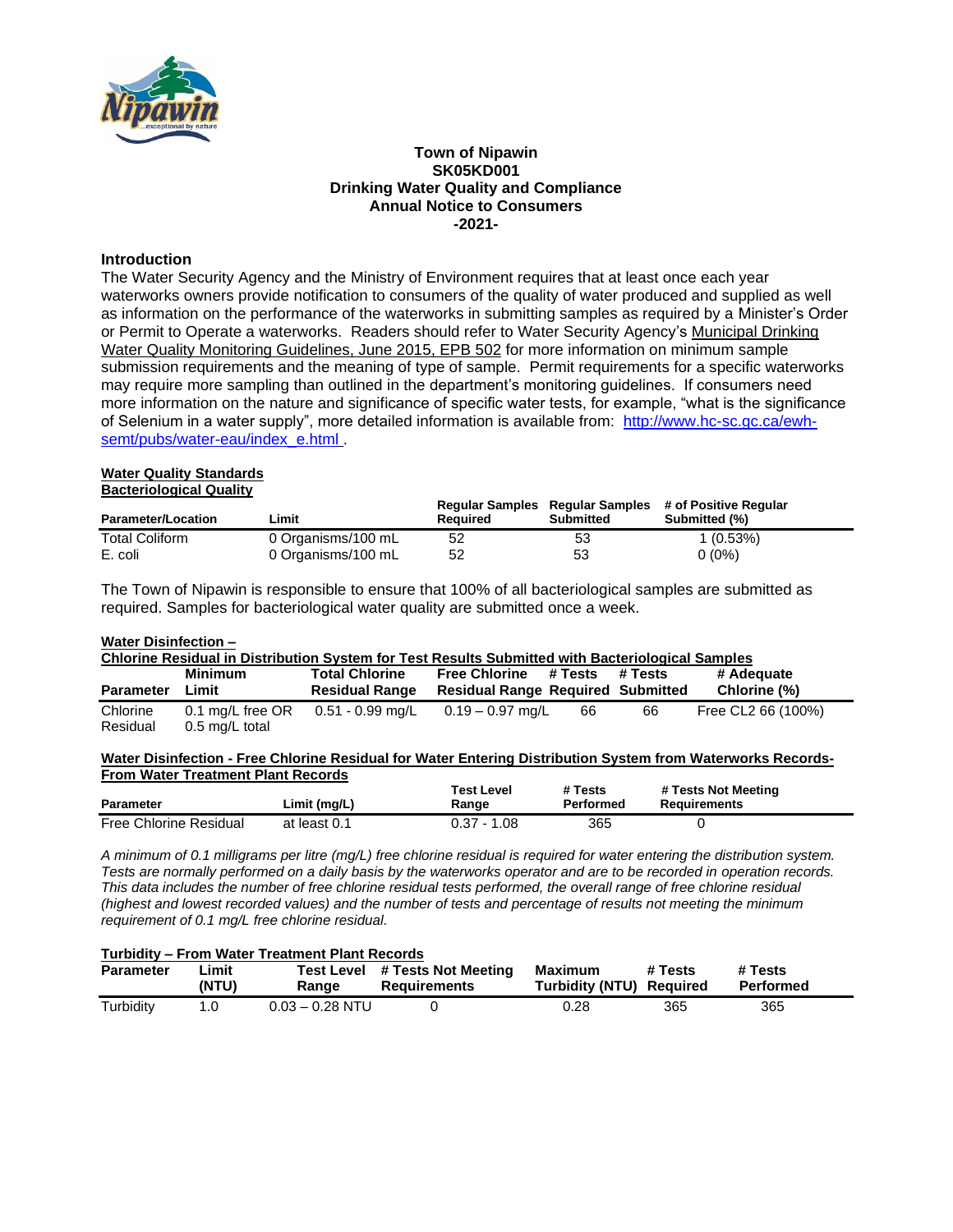**Town of Nipawin**
**SK05KD001**
**Drinking Water Quality and Compliance**
**Annual Notice to Consumers**
**-2021-**

## Introduction

The Water Security Agency and the Ministry of Environment requires that at least once each year waterworks owners provide notification to consumers of the quality of water produced and supplied as well as information on the performance of the waterworks in submitting samples as required by a Minister's Order or Permit to Operate a waterworks. Readers should refer to Water Security Agency's Municipal Drinking Water Quality Monitoring Guidelines, June 2015, EPB 502 for more information on minimum sample submission requirements and the meaning of type of sample. Permit requirements for a specific waterworks may require more sampling than outlined in the department's monitoring guidelines. If consumers need more information on the nature and significance of specific water tests, for example, "what is the significance of Selenium in a water supply", more detailed information is available from: http://www.hc-sc.gc.ca/ewh-semt/pubs/water-eau/index_e.html .

### Water Quality Standards

**Bacteriological Quality**

| Parameter/Location | Limit | Regular Samples Required | Regular Samples Submitted | # of Positive Regular Submitted (%) |
|---|---|---|---|---|
| Total Coliform | 0 Organisms/100 mL | 52 | 53 | 1 (0.53%) |
| E. coli | 0 Organisms/100 mL | 52 | 53 | 0 (0%) |

The Town of Nipawin is responsible to ensure that 100% of all bacteriological samples are submitted as required. Samples for bacteriological water quality are submitted once a week.

**Water Disinfection –**

**Chlorine Residual in Distribution System for Test Results Submitted with Bacteriological Samples**

| Parameter | Minimum Limit | Total Chlorine Residual Range | Free Chlorine Residual Range | # Tests Required | # Tests Submitted | # Adequate Chlorine (%) |
|---|---|---|---|---|---|---|
| Chlorine Residual | 0.1 mg/L free OR 0.5 mg/L total | 0.51 - 0.99 mg/L | 0.19 – 0.97 mg/L | 66 | 66 | Free CL2 66 (100%) |

**Water Disinfection - Free Chlorine Residual for Water Entering Distribution System from Waterworks Records- From Water Treatment Plant Records**

| Parameter | Limit (mg/L) | Test Level Range | # Tests Performed | # Tests Not Meeting Requirements |
|---|---|---|---|---|
| Free Chlorine Residual | at least 0.1 | 0.37 - 1.08 | 365 | 0 |

*A minimum of 0.1 milligrams per litre (mg/L) free chlorine residual is required for water entering the distribution system. Tests are normally performed on a daily basis by the waterworks operator and are to be recorded in operation records. This data includes the number of free chlorine residual tests performed, the overall range of free chlorine residual (highest and lowest recorded values) and the number of tests and percentage of results not meeting the minimum requirement of 0.1 mg/L free chlorine residual.*

**Turbidity – From Water Treatment Plant Records**

| Parameter | Limit (NTU) | Test Level Range | # Tests Not Meeting Requirements | Maximum Turbidity (NTU) | # Tests Required | # Tests Performed |
|---|---|---|---|---|---|---|
| Turbidity | 1.0 | 0.03 – 0.28 NTU | 0 | 0.28 | 365 | 365 |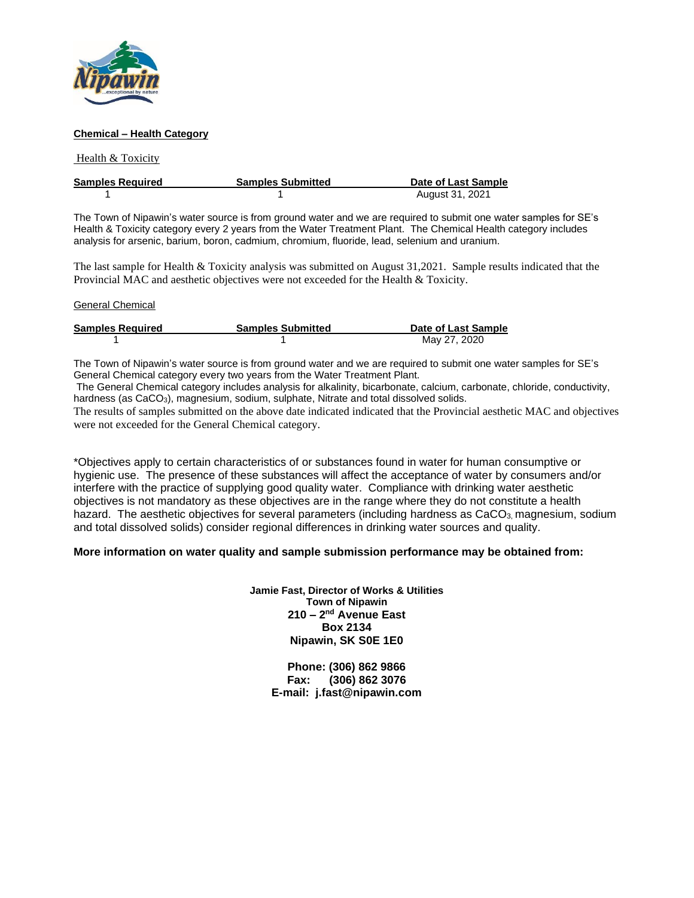**Chemical – Health Category**

Health & Toxicity

| Samples Required | Samples Submitted | Date of Last Sample |
|---|---|---|
| 1 | 1 | August 31, 2021 |

The Town of Nipawin's water source is from ground water and we are required to submit one water samples for SE's Health & Toxicity category every 2 years from the Water Treatment Plant. The Chemical Health category includes analysis for arsenic, barium, boron, cadmium, chromium, fluoride, lead, selenium and uranium.

The last sample for Health & Toxicity analysis was submitted on August 31,2021. Sample results indicated that the Provincial MAC and aesthetic objectives were not exceeded for the Health & Toxicity.

General Chemical

| Samples Required | Samples Submitted | Date of Last Sample |
|---|---|---|
| 1 | 1 | May 27, 2020 |

The Town of Nipawin's water source is from ground water and we are required to submit one water samples for SE's General Chemical category every two years from the Water Treatment Plant.

The General Chemical category includes analysis for alkalinity, bicarbonate, calcium, carbonate, chloride, conductivity, hardness (as $CaCO_3$), magnesium, sodium, sulphate, Nitrate and total dissolved solids.

The results of samples submitted on the above date indicated indicated that the Provincial aesthetic MAC and objectives were not exceeded for the General Chemical category.

*Objectives apply to certain characteristics of or substances found in water for human consumptive or hygienic use. The presence of these substances will affect the acceptance of water by consumers and/or interfere with the practice of supplying good quality water. Compliance with drinking water aesthetic objectives is not mandatory as these objectives are in the range where they do not constitute a health hazard. The aesthetic objectives for several parameters (including hardness as $CaCO_3$, magnesium, sodium and total dissolved solids) consider regional differences in drinking water sources and quality.

**More information on water quality and sample submission performance may be obtained from:**

**Jamie Fast, Director of Works & Utilities**
**Town of Nipawin**
**210 – 2nd Avenue East**
**Box 2134**
**Nipawin, SK S0E 1E0**

**Phone: (306) 862 9866**
**Fax: (306) 862 3076**
**E-mail: j.fast@nipawin.com**